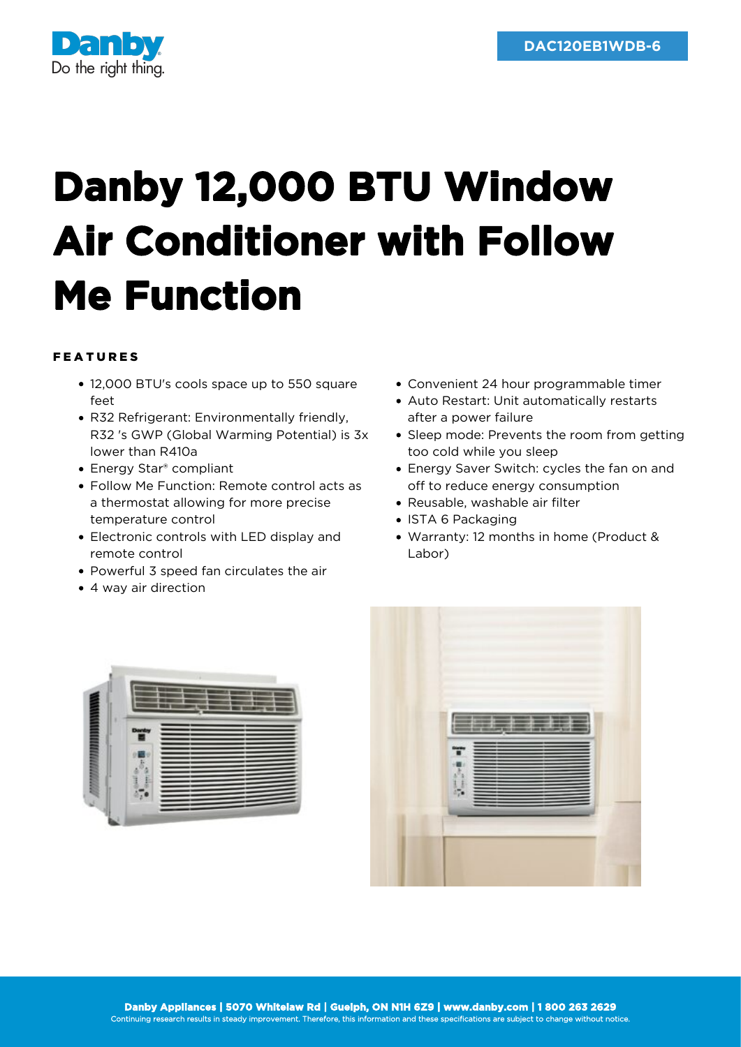Danby
Do the right thing.

DAC120EB1WDB-6

# Danby 12,000 BTU Window Air Conditioner with Follow Me Function

## FEATURES

- 12,000 BTU's cools space up to 550 square feet
- R32 Refrigerant: Environmentally friendly, R32 's GWP (Global Warming Potential) is 3x lower than R410a
- Energy Star® compliant
- Follow Me Function: Remote control acts as a thermostat allowing for more precise temperature control
- Electronic controls with LED display and remote control
- Powerful 3 speed fan circulates the air
- 4 way air direction
- Convenient 24 hour programmable timer
- Auto Restart: Unit automatically restarts after a power failure
- Sleep mode: Prevents the room from getting too cold while you sleep
- Energy Saver Switch: cycles the fan on and off to reduce energy consumption
- Reusable, washable air filter
- ISTA 6 Packaging
- Warranty: 12 months in home (Product & Labor)

**Danby Appliances | 5070 Whitelaw Rd | Guelph, ON N1H 6Z9 | www.danby.com | 1 800 263 2629**
Continuing research results in steady improvement. Therefore, this information and these specifications are subject to change without notice.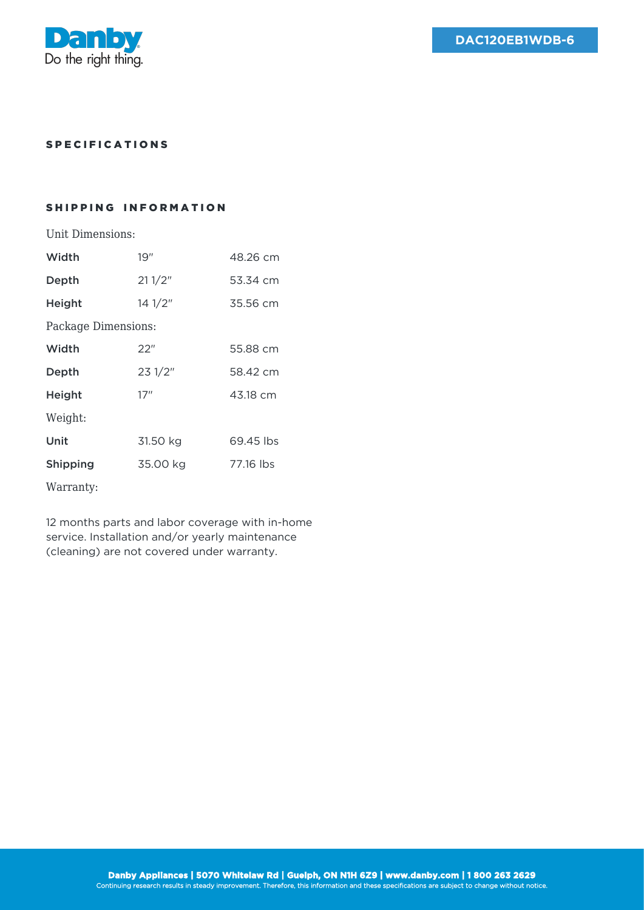DAC120EB1WDB-6

## SPECIFICATIONS

### SHIPPING INFORMATION

Unit Dimensions:

| | | |
|---|---|---|
| **Width** | 19″ | 48.26 cm |
| **Depth** | 21 1/2″ | 53.34 cm |
| **Height** | 14 1/2″ | 35.56 cm |

Package Dimensions:

| | | |
|---|---|---|
| **Width** | 22″ | 55.88 cm |
| **Depth** | 23 1/2″ | 58.42 cm |
| **Height** | 17″ | 43.18 cm |

Weight:

| | | |
|---|---|---|
| **Unit** | 31.50 kg | 69.45 lbs |
| **Shipping** | 35.00 kg | 77.16 lbs |

Warranty:

12 months parts and labor coverage with in-home service. Installation and/or yearly maintenance (cleaning) are not covered under warranty.

**Danby Appliances | 5070 Whitelaw Rd | Guelph, ON N1H 6Z9 | www.danby.com | 1 800 263 2629**

Continuing research results in steady improvement. Therefore, this information and these specifications are subject to change without notice.